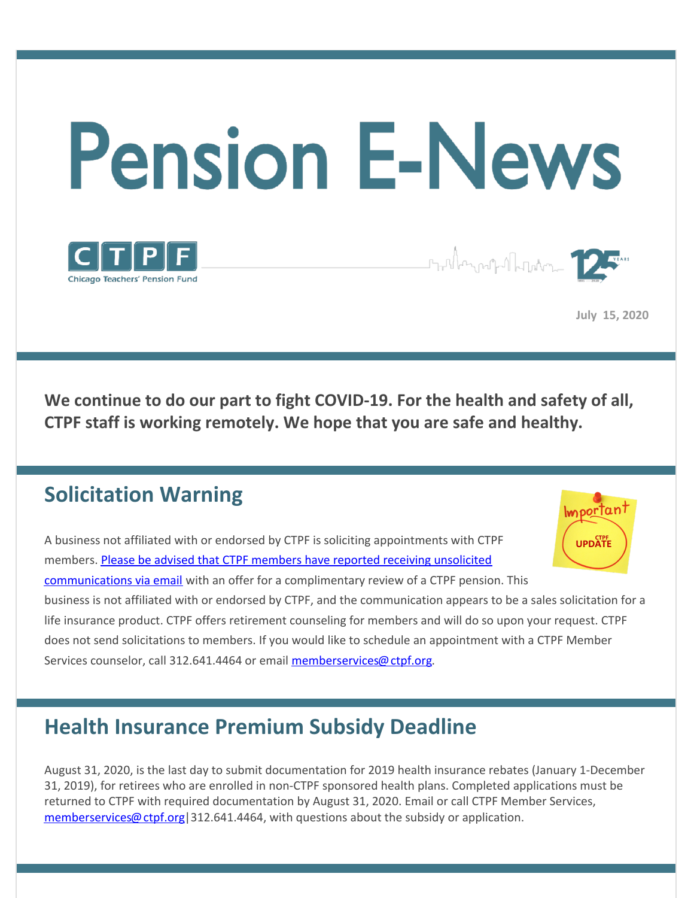# Pension E-News

Chicago Teachers' Pension Fund

July 15, 2020

**We continue to do our part to fight COVID-19. For the health and safety of all, CTPF staff is working remotely. We hope that you are safe and healthy.**

## Solicitation Warning

A business not affiliated with or endorsed by CTPF is soliciting appointments with CTPF members. Please be advised that CTPF members have reported receiving unsolicited communications via email with an offer for a complimentary review of a CTPF pension. This business is not affiliated with or endorsed by CTPF, and the communication appears to be a sales solicitation for a life insurance product. CTPF offers retirement counseling for members and will do so upon your request. CTPF does not send solicitations to members. If you would like to schedule an appointment with a CTPF Member Services counselor, call 312.641.4464 or email memberservices@ctpf.org.

## Health Insurance Premium Subsidy Deadline

August 31, 2020, is the last day to submit documentation for 2019 health insurance rebates (January 1-December 31, 2019), for retirees who are enrolled in non-CTPF sponsored health plans. Completed applications must be returned to CTPF with required documentation by August 31, 2020. Email or call CTPF Member Services, memberservices@ctpf.org|312.641.4464, with questions about the subsidy or application.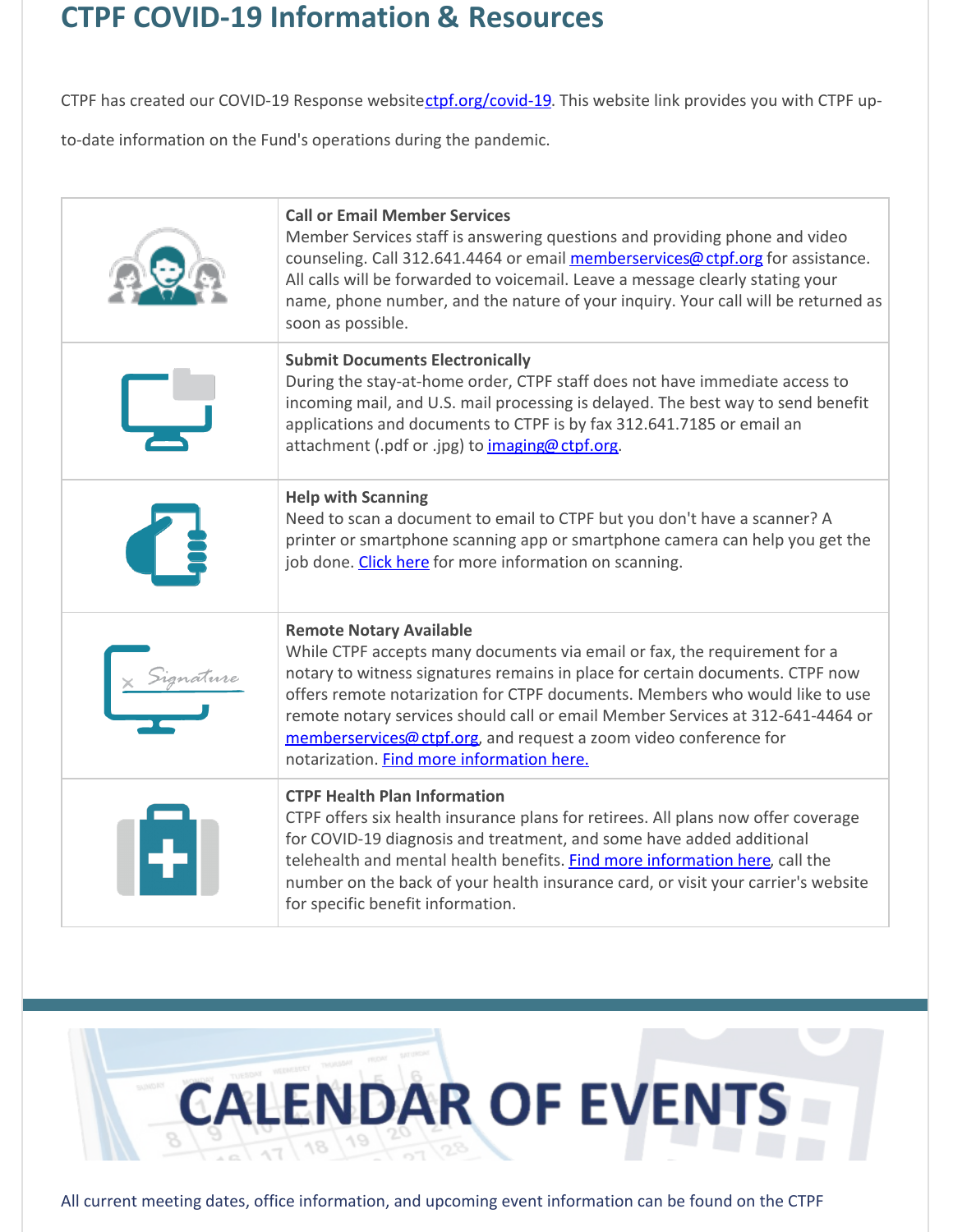## CTPF COVID-19 Information & Resources

CTPF has created our COVID-19 Response website ctpf.org/covid-19. This website link provides you with CTPF up-to-date information on the Fund's operations during the pandemic.

| | |
|---|---|
| | **Call or Email Member Services**<br>Member Services staff is answering questions and providing phone and video counseling. Call 312.641.4464 or email memberservices@ctpf.org for assistance. All calls will be forwarded to voicemail. Leave a message clearly stating your name, phone number, and the nature of your inquiry. Your call will be returned as soon as possible. |
| | **Submit Documents Electronically**<br>During the stay-at-home order, CTPF staff does not have immediate access to incoming mail, and U.S. mail processing is delayed. The best way to send benefit applications and documents to CTPF is by fax 312.641.7185 or email an attachment (.pdf or .jpg) to imaging@ctpf.org. |
| | **Help with Scanning**<br>Need to scan a document to email to CTPF but you don't have a scanner? A printer or smartphone scanning app or smartphone camera can help you get the job done. Click here for more information on scanning. |
| | **Remote Notary Available**<br>While CTPF accepts many documents via email or fax, the requirement for a notary to witness signatures remains in place for certain documents. CTPF now offers remote notarization for CTPF documents. Members who would like to use remote notary services should call or email Member Services at 312-641-4464 or memberservices@ctpf.org, and request a zoom video conference for notarization. Find more information here. |
| | **CTPF Health Plan Information**<br>CTPF offers six health insurance plans for retirees. All plans now offer coverage for COVID-19 diagnosis and treatment, and some have added additional telehealth and mental health benefits. Find more information here, call the number on the back of your health insurance card, or visit your carrier's website for specific benefit information. |

# CALENDAR OF EVENTS

All current meeting dates, office information, and upcoming event information can be found on the CTPF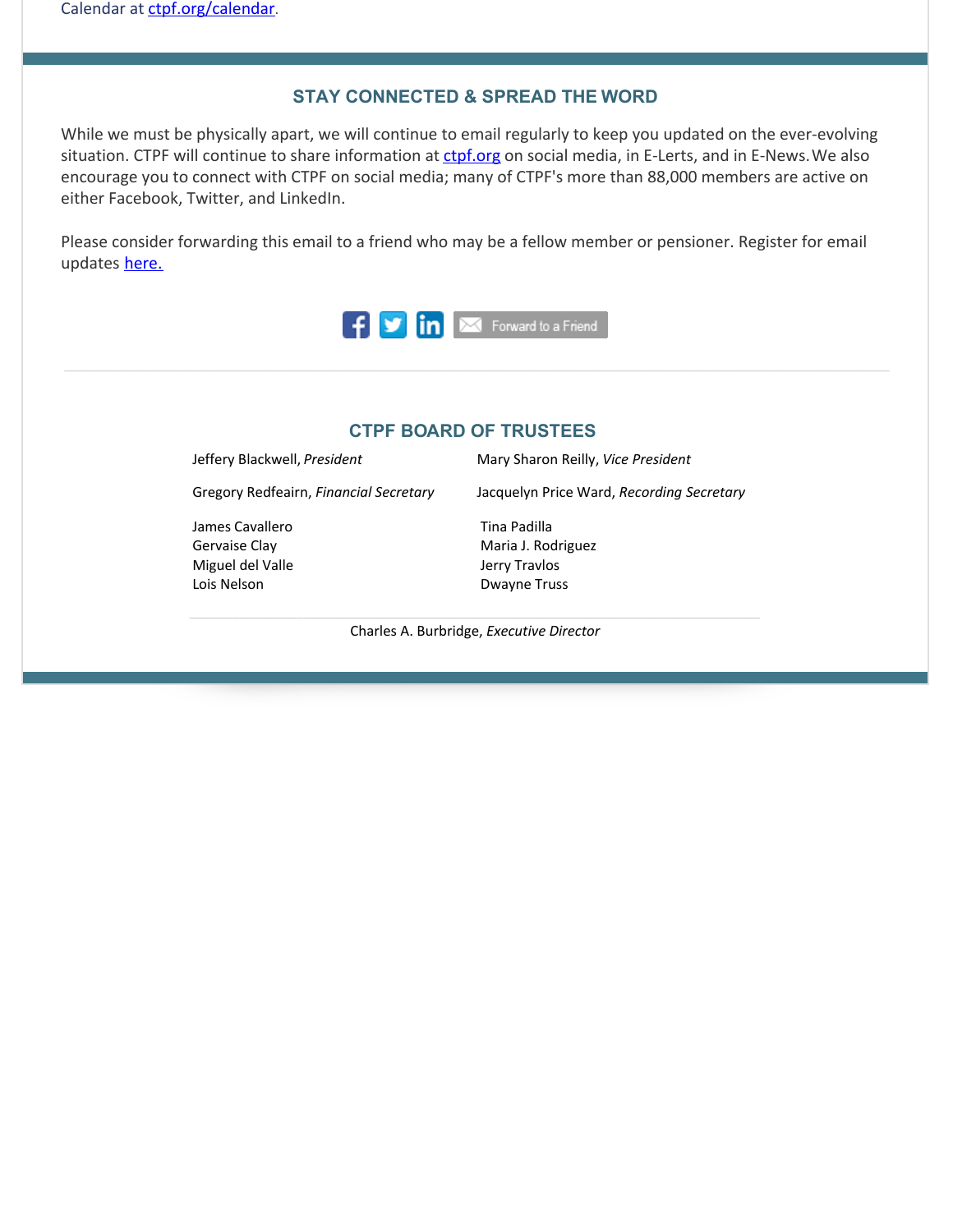Calendar at [ctpf.org/calendar](ctpf.org/calendar).

## STAY CONNECTED & SPREAD THE WORD

While we must be physically apart, we will continue to email regularly to keep you updated on the ever-evolving situation. CTPF will continue to share information at [ctpf.org](ctpf.org) on social media, in E-Lerts, and in E-News. We also encourage you to connect with CTPF on social media; many of CTPF's more than 88,000 members are active on either Facebook, Twitter, and LinkedIn.

Please consider forwarding this email to a friend who may be a fellow member or pensioner. Register for email updates [here.]()

Forward to a Friend

---

## CTPF BOARD OF TRUSTEES

Jeffery Blackwell, *President*

Mary Sharon Reilly, *Vice President*

Gregory Redfeairn, *Financial Secretary*

Jacquelyn Price Ward, *Recording Secretary*

James Cavallero
Gervaise Clay
Miguel del Valle
Lois Nelson

Tina Padilla
Maria J. Rodriguez
Jerry Travlos
Dwayne Truss

---

Charles A. Burbridge, *Executive Director*